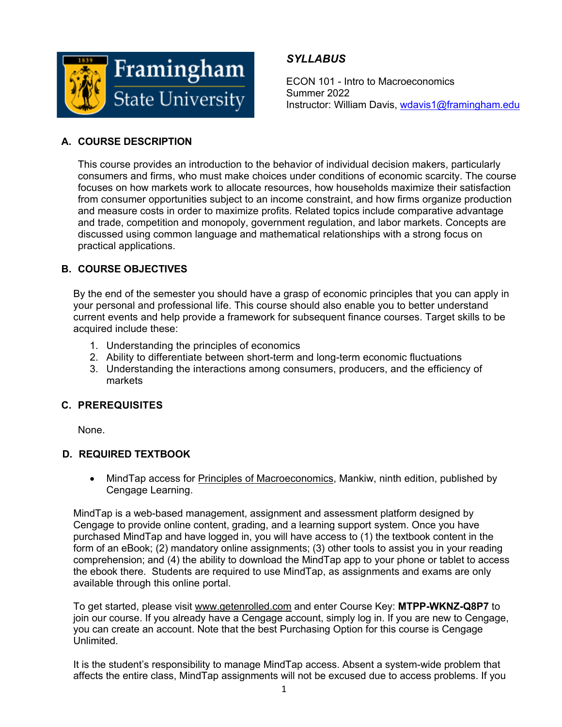*SYLLABUS*

ECON 101 - Intro to Macroeconomics
Summer 2022
Instructor: William Davis, wdavis1@framingham.edu

## A. COURSE DESCRIPTION

This course provides an introduction to the behavior of individual decision makers, particularly consumers and firms, who must make choices under conditions of economic scarcity. The course focuses on how markets work to allocate resources, how households maximize their satisfaction from consumer opportunities subject to an income constraint, and how firms organize production and measure costs in order to maximize profits. Related topics include comparative advantage and trade, competition and monopoly, government regulation, and labor markets. Concepts are discussed using common language and mathematical relationships with a strong focus on practical applications.

## B. COURSE OBJECTIVES

By the end of the semester you should have a grasp of economic principles that you can apply in your personal and professional life. This course should also enable you to better understand current events and help provide a framework for subsequent finance courses. Target skills to be acquired include these:

1. Understanding the principles of economics
2. Ability to differentiate between short-term and long-term economic fluctuations
3. Understanding the interactions among consumers, producers, and the efficiency of markets

## C. PREREQUISITES

None.

## D. REQUIRED TEXTBOOK

- MindTap access for Principles of Macroeconomics, Mankiw, ninth edition, published by Cengage Learning.

MindTap is a web-based management, assignment and assessment platform designed by Cengage to provide online content, grading, and a learning support system. Once you have purchased MindTap and have logged in, you will have access to (1) the textbook content in the form of an eBook; (2) mandatory online assignments; (3) other tools to assist you in your reading comprehension; and (4) the ability to download the MindTap app to your phone or tablet to access the ebook there. Students are required to use MindTap, as assignments and exams are only available through this online portal.

To get started, please visit www.getenrolled.com and enter Course Key: **MTPP-WKNZ-Q8P7** to join our course. If you already have a Cengage account, simply log in. If you are new to Cengage, you can create an account. Note that the best Purchasing Option for this course is Cengage Unlimited.

It is the student's responsibility to manage MindTap access. Absent a system-wide problem that affects the entire class, MindTap assignments will not be excused due to access problems. If you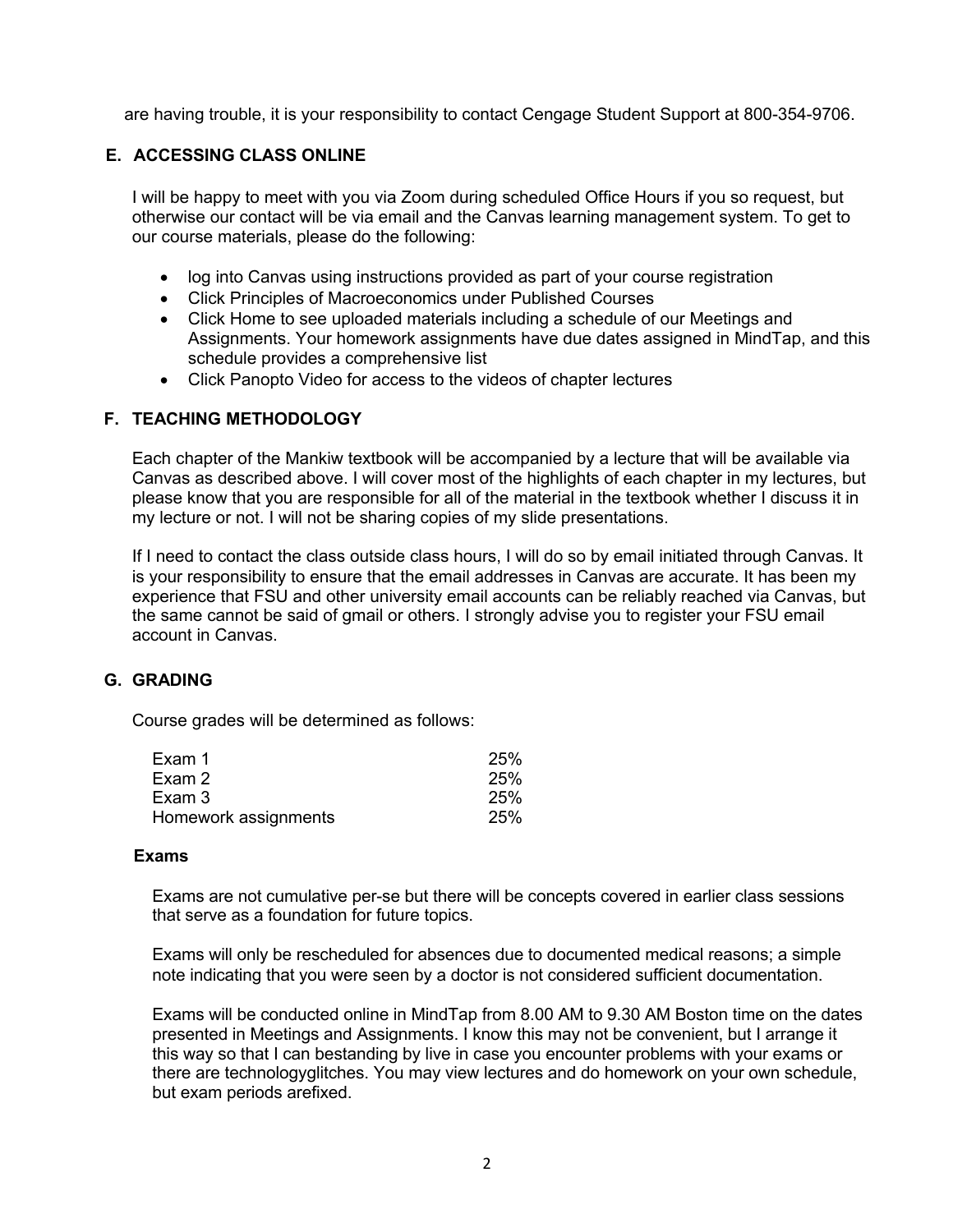are having trouble, it is your responsibility to contact Cengage Student Support at 800-354-9706.

## E. ACCESSING CLASS ONLINE

I will be happy to meet with you via Zoom during scheduled Office Hours if you so request, but otherwise our contact will be via email and the Canvas learning management system. To get to our course materials, please do the following:

- log into Canvas using instructions provided as part of your course registration
- Click Principles of Macroeconomics under Published Courses
- Click Home to see uploaded materials including a schedule of our Meetings and Assignments. Your homework assignments have due dates assigned in MindTap, and this schedule provides a comprehensive list
- Click Panopto Video for access to the videos of chapter lectures

## F. TEACHING METHODOLOGY

Each chapter of the Mankiw textbook will be accompanied by a lecture that will be available via Canvas as described above. I will cover most of the highlights of each chapter in my lectures, but please know that you are responsible for all of the material in the textbook whether I discuss it in my lecture or not. I will not be sharing copies of my slide presentations.

If I need to contact the class outside class hours, I will do so by email initiated through Canvas. It is your responsibility to ensure that the email addresses in Canvas are accurate. It has been my experience that FSU and other university email accounts can be reliably reached via Canvas, but the same cannot be said of gmail or others. I strongly advise you to register your FSU email account in Canvas.

## G. GRADING

Course grades will be determined as follows:

| | |
|---|---|
| Exam 1 | 25% |
| Exam 2 | 25% |
| Exam 3 | 25% |
| Homework assignments | 25% |

### Exams

Exams are not cumulative per-se but there will be concepts covered in earlier class sessions that serve as a foundation for future topics.

Exams will only be rescheduled for absences due to documented medical reasons; a simple note indicating that you were seen by a doctor is not considered sufficient documentation.

Exams will be conducted online in MindTap from 8.00 AM to 9.30 AM Boston time on the dates presented in Meetings and Assignments. I know this may not be convenient, but I arrange it this way so that I can bestanding by live in case you encounter problems with your exams or there are technologyglitches. You may view lectures and do homework on your own schedule, but exam periods arefixed.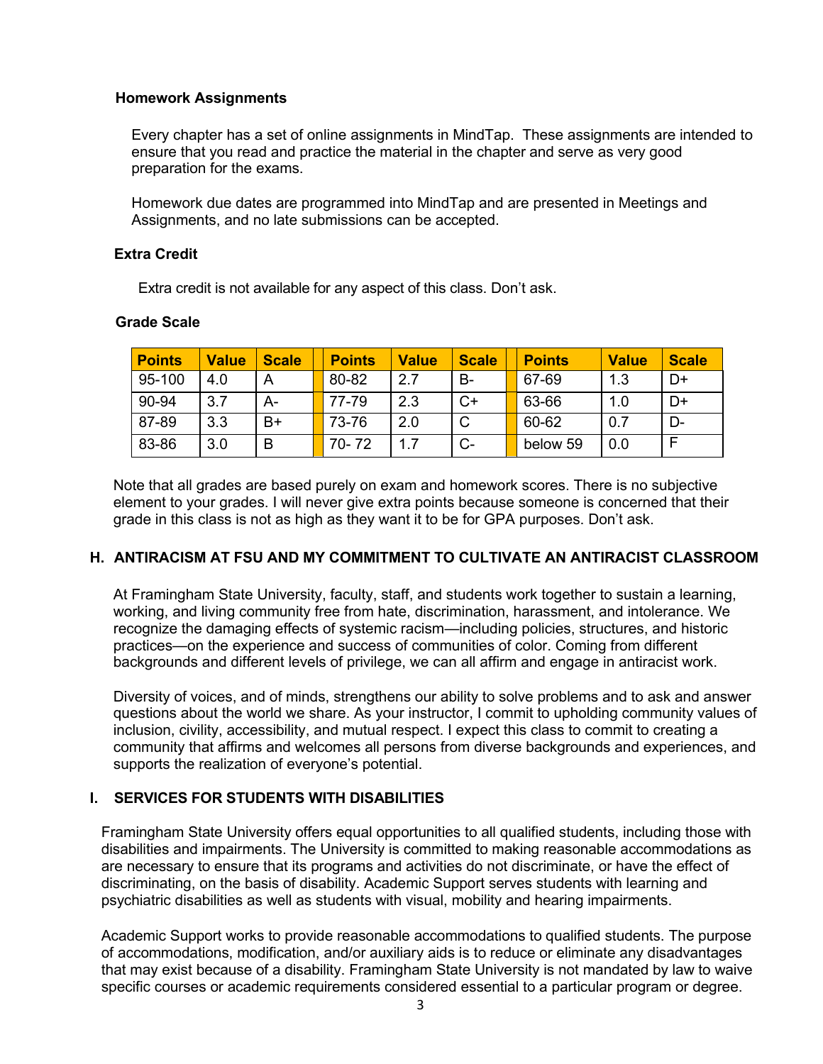### Homework Assignments

Every chapter has a set of online assignments in MindTap. These assignments are intended to ensure that you read and practice the material in the chapter and serve as very good preparation for the exams.

Homework due dates are programmed into MindTap and are presented in Meetings and Assignments, and no late submissions can be accepted.

### Extra Credit

Extra credit is not available for any aspect of this class. Don't ask.

### Grade Scale

| Points | Value | Scale | | Points | Value | Scale | | Points | Value | Scale |
|---|---|---|---|---|---|---|---|---|---|---|
| 95-100 | 4.0 | A | | 80-82 | 2.7 | B- | | 67-69 | 1.3 | D+ |
| 90-94 | 3.7 | A- | | 77-79 | 2.3 | C+ | | 63-66 | 1.0 | D+ |
| 87-89 | 3.3 | B+ | | 73-76 | 2.0 | C | | 60-62 | 0.7 | D- |
| 83-86 | 3.0 | B | | 70- 72 | 1.7 | C- | | below 59 | 0.0 | F |

Note that all grades are based purely on exam and homework scores. There is no subjective element to your grades. I will never give extra points because someone is concerned that their grade in this class is not as high as they want it to be for GPA purposes. Don't ask.

## H. ANTIRACISM AT FSU AND MY COMMITMENT TO CULTIVATE AN ANTIRACIST CLASSROOM

At Framingham State University, faculty, staff, and students work together to sustain a learning, working, and living community free from hate, discrimination, harassment, and intolerance. We recognize the damaging effects of systemic racism—including policies, structures, and historic practices—on the experience and success of communities of color. Coming from different backgrounds and different levels of privilege, we can all affirm and engage in antiracist work.

Diversity of voices, and of minds, strengthens our ability to solve problems and to ask and answer questions about the world we share. As your instructor, I commit to upholding community values of inclusion, civility, accessibility, and mutual respect. I expect this class to commit to creating a community that affirms and welcomes all persons from diverse backgrounds and experiences, and supports the realization of everyone's potential.

## I. SERVICES FOR STUDENTS WITH DISABILITIES

Framingham State University offers equal opportunities to all qualified students, including those with disabilities and impairments. The University is committed to making reasonable accommodations as are necessary to ensure that its programs and activities do not discriminate, or have the effect of discriminating, on the basis of disability. Academic Support serves students with learning and psychiatric disabilities as well as students with visual, mobility and hearing impairments.

Academic Support works to provide reasonable accommodations to qualified students. The purpose of accommodations, modification, and/or auxiliary aids is to reduce or eliminate any disadvantages that may exist because of a disability. Framingham State University is not mandated by law to waive specific courses or academic requirements considered essential to a particular program or degree.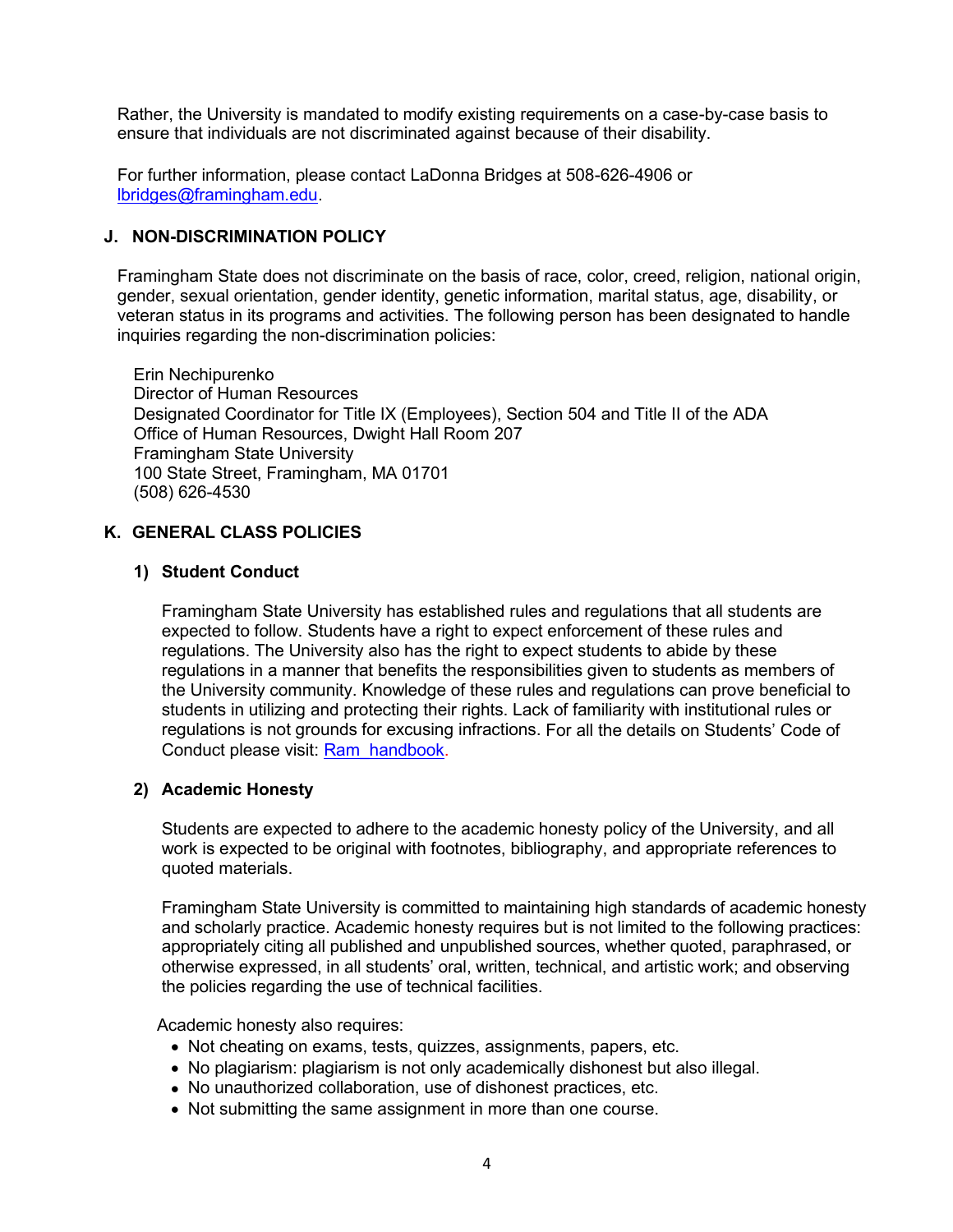Rather, the University is mandated to modify existing requirements on a case-by-case basis to ensure that individuals are not discriminated against because of their disability.

For further information, please contact LaDonna Bridges at 508-626-4906 or [lbridges@framingham.edu](mailto:lbridges@framingham.edu).

## J. NON-DISCRIMINATION POLICY

Framingham State does not discriminate on the basis of race, color, creed, religion, national origin, gender, sexual orientation, gender identity, genetic information, marital status, age, disability, or veteran status in its programs and activities. The following person has been designated to handle inquiries regarding the non-discrimination policies:

Erin Nechipurenko
Director of Human Resources
Designated Coordinator for Title IX (Employees), Section 504 and Title II of the ADA
Office of Human Resources, Dwight Hall Room 207
Framingham State University
100 State Street, Framingham, MA 01701
(508) 626-4530

## K. GENERAL CLASS POLICIES

### 1) Student Conduct

Framingham State University has established rules and regulations that all students are expected to follow. Students have a right to expect enforcement of these rules and regulations. The University also has the right to expect students to abide by these regulations in a manner that benefits the responsibilities given to students as members of the University community. Knowledge of these rules and regulations can prove beneficial to students in utilizing and protecting their rights. Lack of familiarity with institutional rules or regulations is not grounds for excusing infractions. For all the details on Students' Code of Conduct please visit: Ram_handbook.

### 2) Academic Honesty

Students are expected to adhere to the academic honesty policy of the University, and all work is expected to be original with footnotes, bibliography, and appropriate references to quoted materials.

Framingham State University is committed to maintaining high standards of academic honesty and scholarly practice. Academic honesty requires but is not limited to the following practices: appropriately citing all published and unpublished sources, whether quoted, paraphrased, or otherwise expressed, in all students' oral, written, technical, and artistic work; and observing the policies regarding the use of technical facilities.

Academic honesty also requires:

- Not cheating on exams, tests, quizzes, assignments, papers, etc.
- No plagiarism: plagiarism is not only academically dishonest but also illegal.
- No unauthorized collaboration, use of dishonest practices, etc.
- Not submitting the same assignment in more than one course.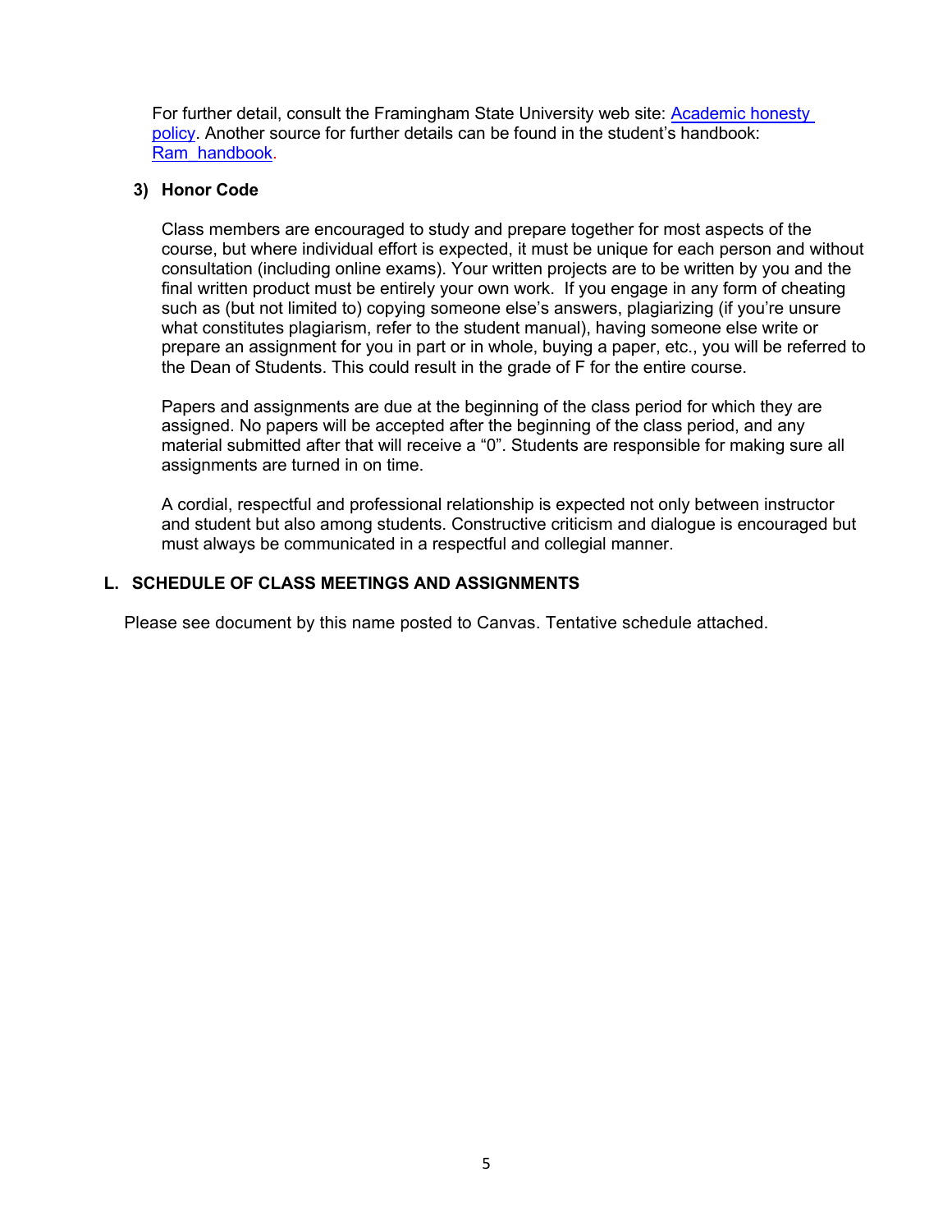For further detail, consult the Framingham State University web site: [Academic honesty policy](). Another source for further details can be found in the student's handbook: [Ram handbook]().

### 3) Honor Code

Class members are encouraged to study and prepare together for most aspects of the course, but where individual effort is expected, it must be unique for each person and without consultation (including online exams). Your written projects are to be written by you and the final written product must be entirely your own work. If you engage in any form of cheating such as (but not limited to) copying someone else's answers, plagiarizing (if you're unsure what constitutes plagiarism, refer to the student manual), having someone else write or prepare an assignment for you in part or in whole, buying a paper, etc., you will be referred to the Dean of Students. This could result in the grade of F for the entire course.

Papers and assignments are due at the beginning of the class period for which they are assigned. No papers will be accepted after the beginning of the class period, and any material submitted after that will receive a "0". Students are responsible for making sure all assignments are turned in on time.

A cordial, respectful and professional relationship is expected not only between instructor and student but also among students. Constructive criticism and dialogue is encouraged but must always be communicated in a respectful and collegial manner.

## L. SCHEDULE OF CLASS MEETINGS AND ASSIGNMENTS

Please see document by this name posted to Canvas. Tentative schedule attached.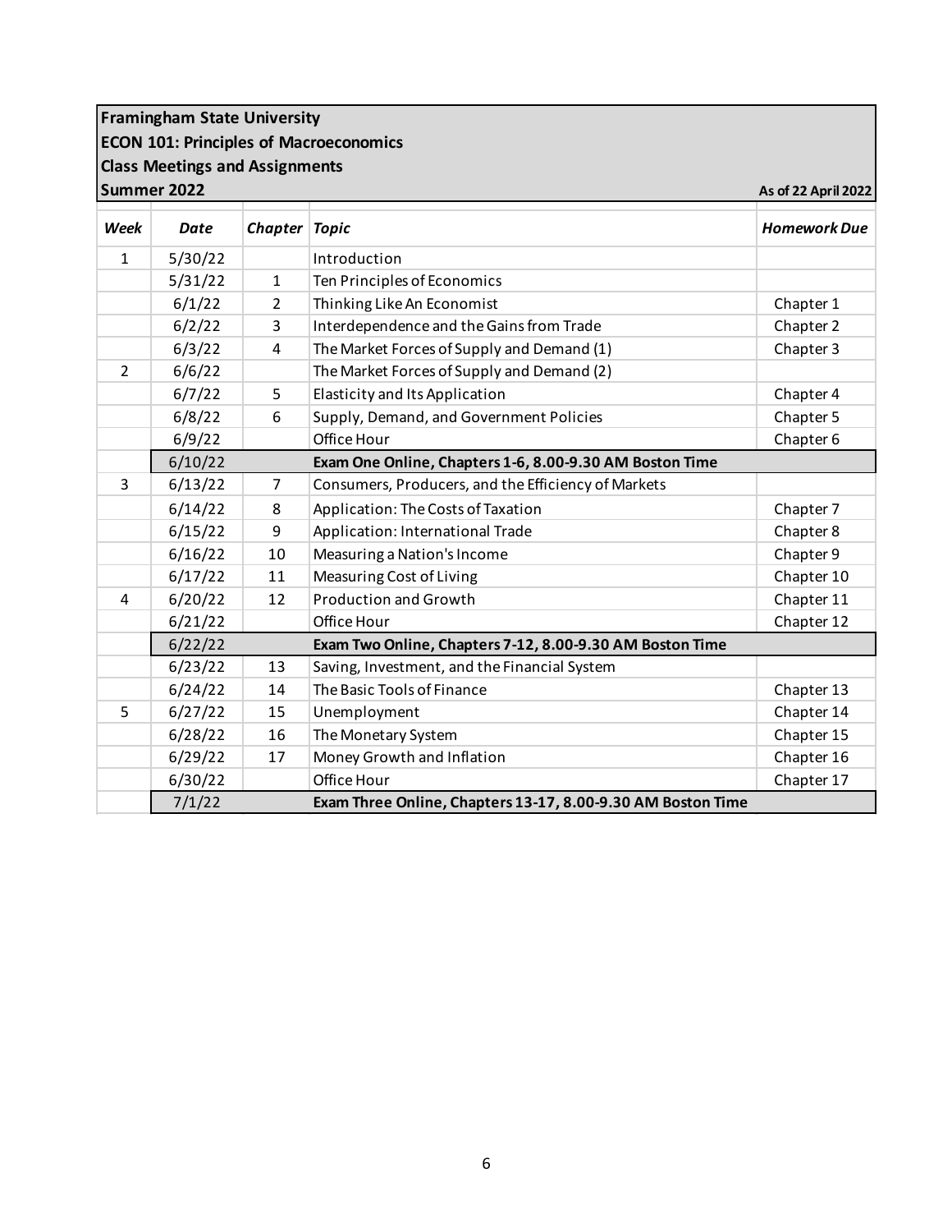**Framingham State University**
**ECON 101: Principles of Macroeconomics**
**Class Meetings and Assignments**
**Summer 2022** **As of 22 April 2022**

| *Week* | *Date* | *Chapter* | *Topic* | *Homework Due* |
|---|---|---|---|---|
| 1 | 5/30/22 | | Introduction | |
| | 5/31/22 | 1 | Ten Principles of Economics | |
| | 6/1/22 | 2 | Thinking Like An Economist | Chapter 1 |
| | 6/2/22 | 3 | Interdependence and the Gains from Trade | Chapter 2 |
| | 6/3/22 | 4 | The Market Forces of Supply and Demand (1) | Chapter 3 |
| 2 | 6/6/22 | | The Market Forces of Supply and Demand (2) | |
| | 6/7/22 | 5 | Elasticity and Its Application | Chapter 4 |
| | 6/8/22 | 6 | Supply, Demand, and Government Policies | Chapter 5 |
| | 6/9/22 | | Office Hour | Chapter 6 |
| | 6/10/22 | | **Exam One Online, Chapters 1-6, 8.00-9.30 AM Boston Time** | |
| 3 | 6/13/22 | 7 | Consumers, Producers, and the Efficiency of Markets | |
| | 6/14/22 | 8 | Application: The Costs of Taxation | Chapter 7 |
| | 6/15/22 | 9 | Application: International Trade | Chapter 8 |
| | 6/16/22 | 10 | Measuring a Nation's Income | Chapter 9 |
| | 6/17/22 | 11 | Measuring Cost of Living | Chapter 10 |
| 4 | 6/20/22 | 12 | Production and Growth | Chapter 11 |
| | 6/21/22 | | Office Hour | Chapter 12 |
| | 6/22/22 | | **Exam Two Online, Chapters 7-12, 8.00-9.30 AM Boston Time** | |
| | 6/23/22 | 13 | Saving, Investment, and the Financial System | |
| | 6/24/22 | 14 | The Basic Tools of Finance | Chapter 13 |
| 5 | 6/27/22 | 15 | Unemployment | Chapter 14 |
| | 6/28/22 | 16 | The Monetary System | Chapter 15 |
| | 6/29/22 | 17 | Money Growth and Inflation | Chapter 16 |
| | 6/30/22 | | Office Hour | Chapter 17 |
| | 7/1/22 | | **Exam Three Online, Chapters 13-17, 8.00-9.30 AM Boston Time** | |